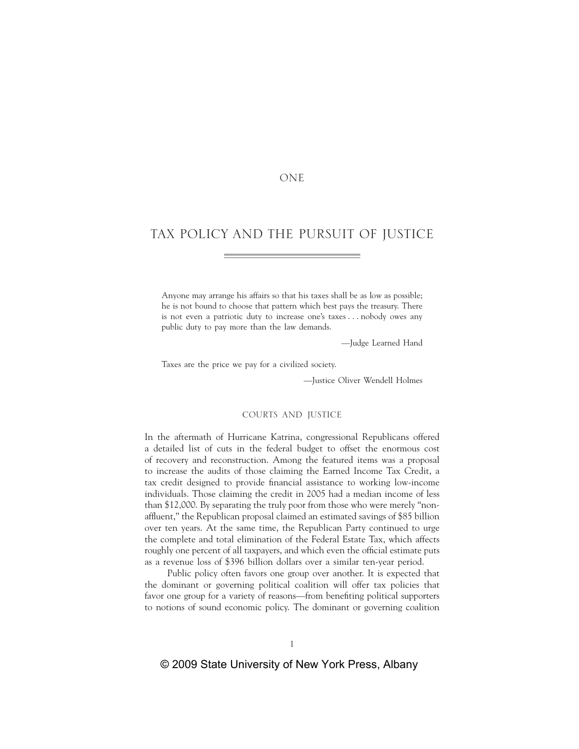# ONE

# TAX POLICY AND THE PURSUIT OF JUSTICE

> Anyone may arrange his affairs so that his taxes shall be as low as possible; he is not bound to choose that pattern which best pays the treasury. There is not even a patriotic duty to increase one's taxes . . . nobody owes any public duty to pay more than the law demands.
>
> —Judge Learned Hand

> Taxes are the price we pay for a civilized society.
>
> —Justice Oliver Wendell Holmes

## COURTS AND JUSTICE

In the aftermath of Hurricane Katrina, congressional Republicans offered a detailed list of cuts in the federal budget to offset the enormous cost of recovery and reconstruction. Among the featured items was a proposal to increase the audits of those claiming the Earned Income Tax Credit, a tax credit designed to provide financial assistance to working low-income individuals. Those claiming the credit in 2005 had a median income of less than $12,000. By separating the truly poor from those who were merely "non-affluent," the Republican proposal claimed an estimated savings of $85 billion over ten years. At the same time, the Republican Party continued to urge the complete and total elimination of the Federal Estate Tax, which affects roughly one percent of all taxpayers, and which even the official estimate puts as a revenue loss of $396 billion dollars over a similar ten-year period.

Public policy often favors one group over another. It is expected that the dominant or governing political coalition will offer tax policies that favor one group for a variety of reasons—from benefiting political supporters to notions of sound economic policy. The dominant or governing coalition

© 2009 State University of New York Press, Albany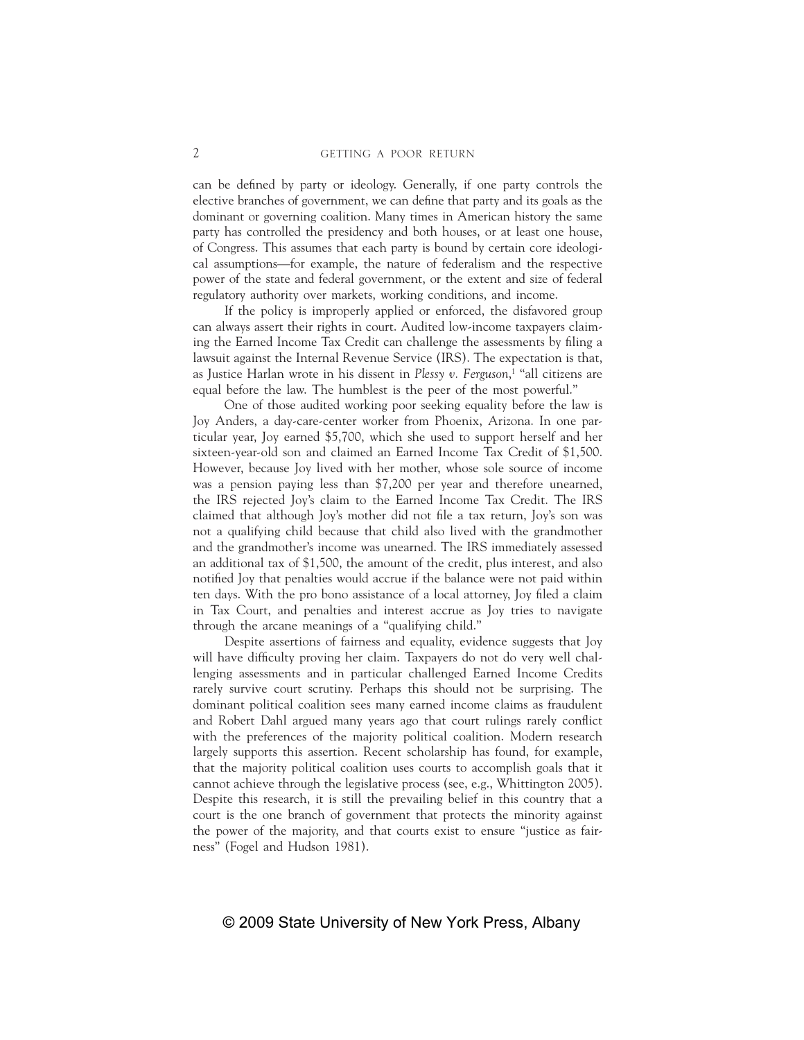can be defined by party or ideology. Generally, if one party controls the elective branches of government, we can define that party and its goals as the dominant or governing coalition. Many times in American history the same party has controlled the presidency and both houses, or at least one house, of Congress. This assumes that each party is bound by certain core ideological assumptions—for example, the nature of federalism and the respective power of the state and federal government, or the extent and size of federal regulatory authority over markets, working conditions, and income.

If the policy is improperly applied or enforced, the disfavored group can always assert their rights in court. Audited low-income taxpayers claiming the Earned Income Tax Credit can challenge the assessments by filing a lawsuit against the Internal Revenue Service (IRS). The expectation is that, as Justice Harlan wrote in his dissent in *Plessy v. Ferguson*,[1] "all citizens are equal before the law. The humblest is the peer of the most powerful."

One of those audited working poor seeking equality before the law is Joy Anders, a day-care-center worker from Phoenix, Arizona. In one particular year, Joy earned $5,700, which she used to support herself and her sixteen-year-old son and claimed an Earned Income Tax Credit of $1,500. However, because Joy lived with her mother, whose sole source of income was a pension paying less than $7,200 per year and therefore unearned, the IRS rejected Joy's claim to the Earned Income Tax Credit. The IRS claimed that although Joy's mother did not file a tax return, Joy's son was not a qualifying child because that child also lived with the grandmother and the grandmother's income was unearned. The IRS immediately assessed an additional tax of $1,500, the amount of the credit, plus interest, and also notified Joy that penalties would accrue if the balance were not paid within ten days. With the pro bono assistance of a local attorney, Joy filed a claim in Tax Court, and penalties and interest accrue as Joy tries to navigate through the arcane meanings of a "qualifying child."

Despite assertions of fairness and equality, evidence suggests that Joy will have difficulty proving her claim. Taxpayers do not do very well challenging assessments and in particular challenged Earned Income Credits rarely survive court scrutiny. Perhaps this should not be surprising. The dominant political coalition sees many earned income claims as fraudulent and Robert Dahl argued many years ago that court rulings rarely conflict with the preferences of the majority political coalition. Modern research largely supports this assertion. Recent scholarship has found, for example, that the majority political coalition uses courts to accomplish goals that it cannot achieve through the legislative process (see, e.g., Whittington 2005). Despite this research, it is still the prevailing belief in this country that a court is the one branch of government that protects the minority against the power of the majority, and that courts exist to ensure "justice as fairness" (Fogel and Hudson 1981).

© 2009 State University of New York Press, Albany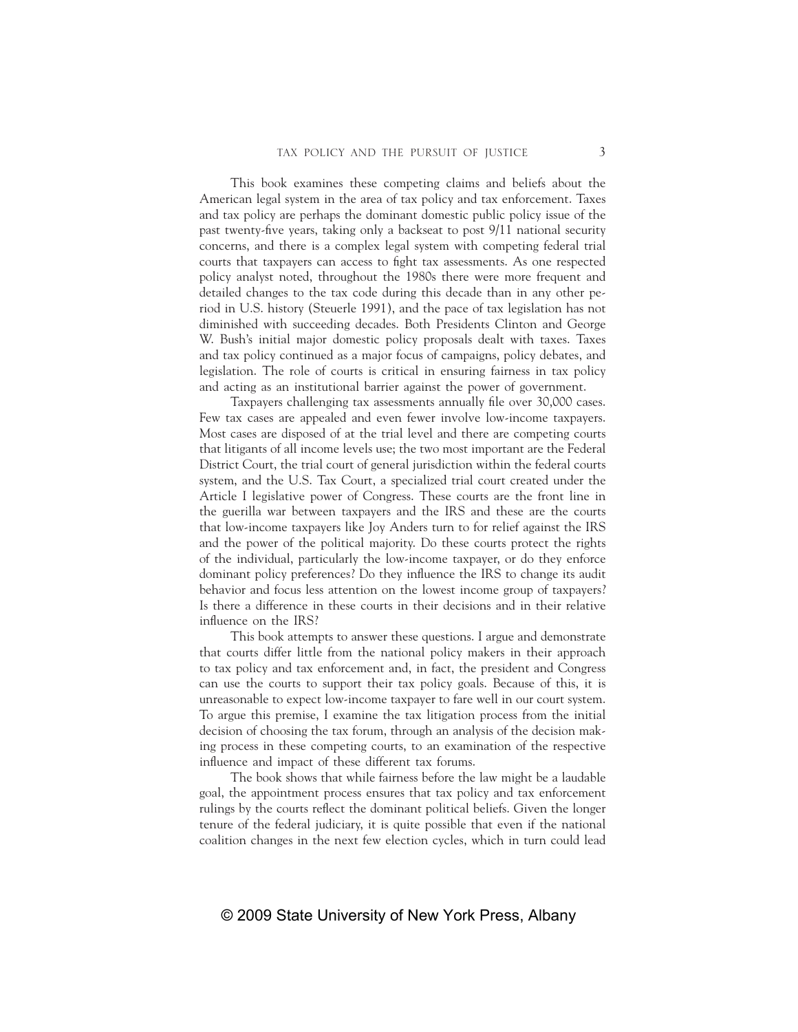This book examines these competing claims and beliefs about the American legal system in the area of tax policy and tax enforcement. Taxes and tax policy are perhaps the dominant domestic public policy issue of the past twenty-five years, taking only a backseat to post 9/11 national security concerns, and there is a complex legal system with competing federal trial courts that taxpayers can access to fight tax assessments. As one respected policy analyst noted, throughout the 1980s there were more frequent and detailed changes to the tax code during this decade than in any other period in U.S. history (Steuerle 1991), and the pace of tax legislation has not diminished with succeeding decades. Both Presidents Clinton and George W. Bush's initial major domestic policy proposals dealt with taxes. Taxes and tax policy continued as a major focus of campaigns, policy debates, and legislation. The role of courts is critical in ensuring fairness in tax policy and acting as an institutional barrier against the power of government.

Taxpayers challenging tax assessments annually file over 30,000 cases. Few tax cases are appealed and even fewer involve low-income taxpayers. Most cases are disposed of at the trial level and there are competing courts that litigants of all income levels use; the two most important are the Federal District Court, the trial court of general jurisdiction within the federal courts system, and the U.S. Tax Court, a specialized trial court created under the Article I legislative power of Congress. These courts are the front line in the guerilla war between taxpayers and the IRS and these are the courts that low-income taxpayers like Joy Anders turn to for relief against the IRS and the power of the political majority. Do these courts protect the rights of the individual, particularly the low-income taxpayer, or do they enforce dominant policy preferences? Do they influence the IRS to change its audit behavior and focus less attention on the lowest income group of taxpayers? Is there a difference in these courts in their decisions and in their relative influence on the IRS?

This book attempts to answer these questions. I argue and demonstrate that courts differ little from the national policy makers in their approach to tax policy and tax enforcement and, in fact, the president and Congress can use the courts to support their tax policy goals. Because of this, it is unreasonable to expect low-income taxpayer to fare well in our court system. To argue this premise, I examine the tax litigation process from the initial decision of choosing the tax forum, through an analysis of the decision making process in these competing courts, to an examination of the respective influence and impact of these different tax forums.

The book shows that while fairness before the law might be a laudable goal, the appointment process ensures that tax policy and tax enforcement rulings by the courts reflect the dominant political beliefs. Given the longer tenure of the federal judiciary, it is quite possible that even if the national coalition changes in the next few election cycles, which in turn could lead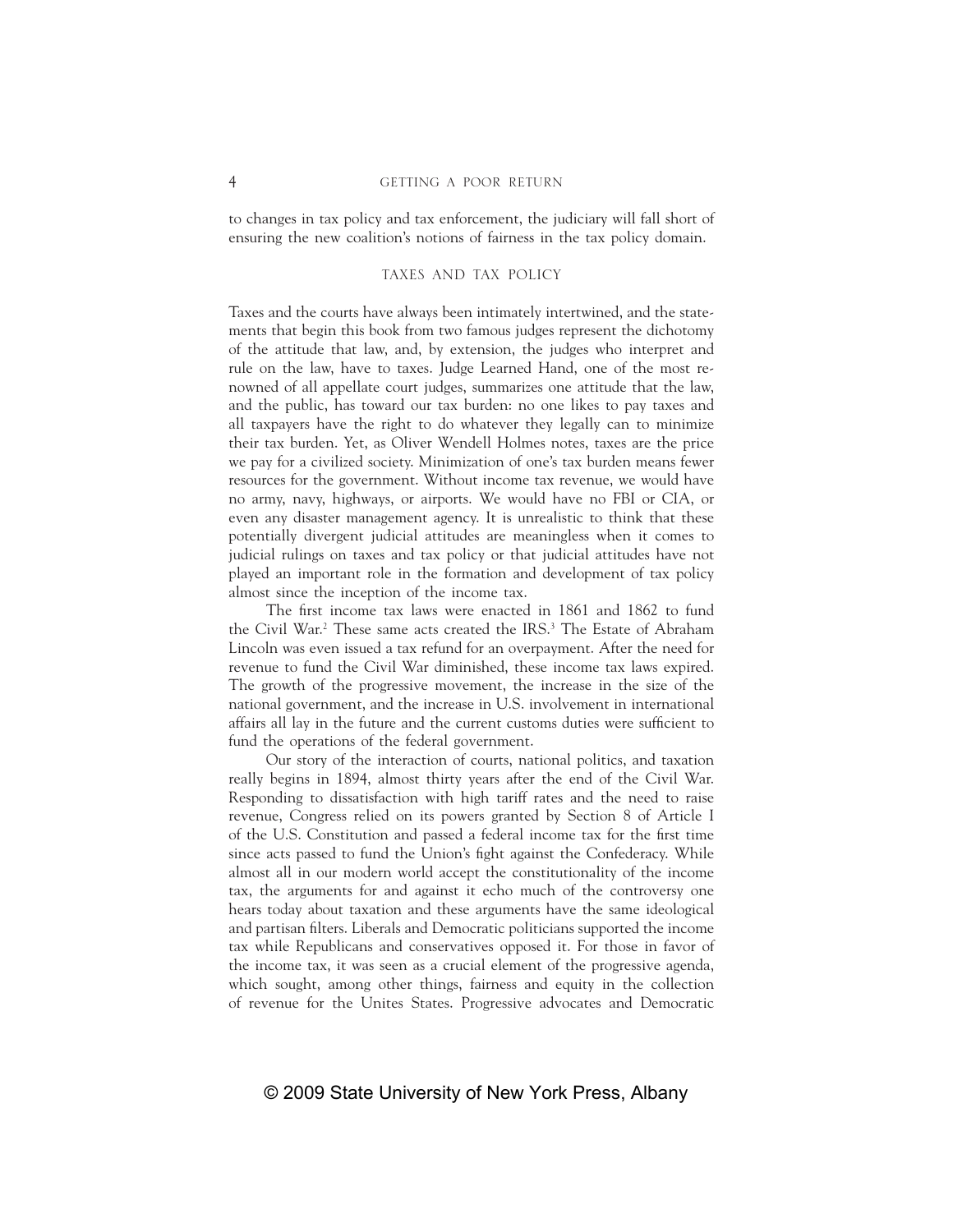to changes in tax policy and tax enforcement, the judiciary will fall short of ensuring the new coalition's notions of fairness in the tax policy domain.

## TAXES AND TAX POLICY

Taxes and the courts have always been intimately intertwined, and the statements that begin this book from two famous judges represent the dichotomy of the attitude that law, and, by extension, the judges who interpret and rule on the law, have to taxes. Judge Learned Hand, one of the most renowned of all appellate court judges, summarizes one attitude that the law, and the public, has toward our tax burden: no one likes to pay taxes and all taxpayers have the right to do whatever they legally can to minimize their tax burden. Yet, as Oliver Wendell Holmes notes, taxes are the price we pay for a civilized society. Minimization of one's tax burden means fewer resources for the government. Without income tax revenue, we would have no army, navy, highways, or airports. We would have no FBI or CIA, or even any disaster management agency. It is unrealistic to think that these potentially divergent judicial attitudes are meaningless when it comes to judicial rulings on taxes and tax policy or that judicial attitudes have not played an important role in the formation and development of tax policy almost since the inception of the income tax.

The first income tax laws were enacted in 1861 and 1862 to fund the Civil War.[2] These same acts created the IRS.[3] The Estate of Abraham Lincoln was even issued a tax refund for an overpayment. After the need for revenue to fund the Civil War diminished, these income tax laws expired. The growth of the progressive movement, the increase in the size of the national government, and the increase in U.S. involvement in international affairs all lay in the future and the current customs duties were sufficient to fund the operations of the federal government.

Our story of the interaction of courts, national politics, and taxation really begins in 1894, almost thirty years after the end of the Civil War. Responding to dissatisfaction with high tariff rates and the need to raise revenue, Congress relied on its powers granted by Section 8 of Article I of the U.S. Constitution and passed a federal income tax for the first time since acts passed to fund the Union's fight against the Confederacy. While almost all in our modern world accept the constitutionality of the income tax, the arguments for and against it echo much of the controversy one hears today about taxation and these arguments have the same ideological and partisan filters. Liberals and Democratic politicians supported the income tax while Republicans and conservatives opposed it. For those in favor of the income tax, it was seen as a crucial element of the progressive agenda, which sought, among other things, fairness and equity in the collection of revenue for the Unites States. Progressive advocates and Democratic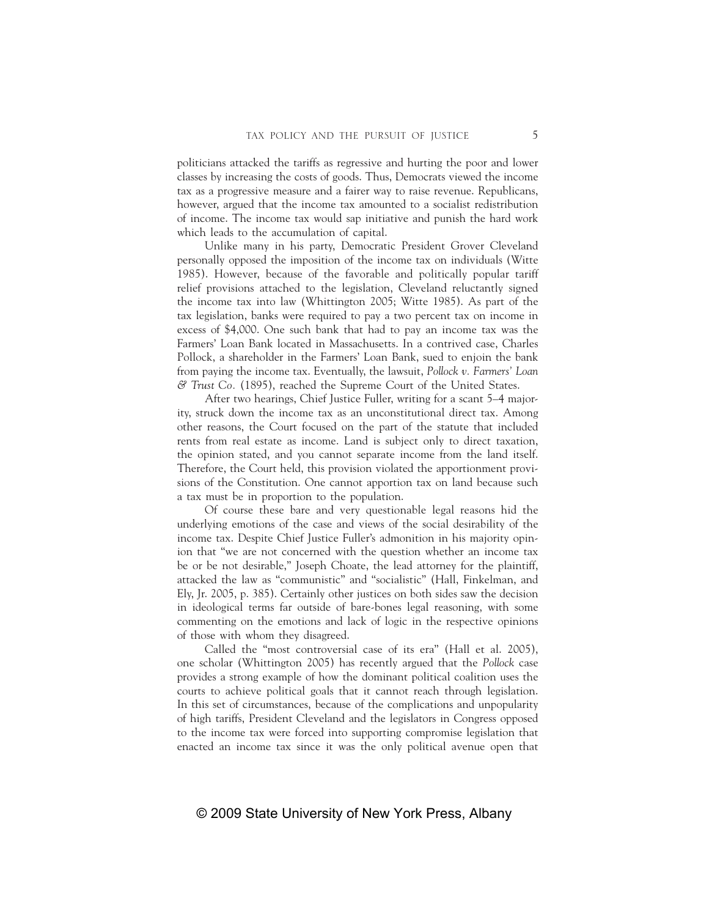politicians attacked the tariffs as regressive and hurting the poor and lower classes by increasing the costs of goods. Thus, Democrats viewed the income tax as a progressive measure and a fairer way to raise revenue. Republicans, however, argued that the income tax amounted to a socialist redistribution of income. The income tax would sap initiative and punish the hard work which leads to the accumulation of capital.

Unlike many in his party, Democratic President Grover Cleveland personally opposed the imposition of the income tax on individuals (Witte 1985). However, because of the favorable and politically popular tariff relief provisions attached to the legislation, Cleveland reluctantly signed the income tax into law (Whittington 2005; Witte 1985). As part of the tax legislation, banks were required to pay a two percent tax on income in excess of $4,000. One such bank that had to pay an income tax was the Farmers' Loan Bank located in Massachusetts. In a contrived case, Charles Pollock, a shareholder in the Farmers' Loan Bank, sued to enjoin the bank from paying the income tax. Eventually, the lawsuit, *Pollock v. Farmers' Loan & Trust Co.* (1895), reached the Supreme Court of the United States.

After two hearings, Chief Justice Fuller, writing for a scant 5–4 majority, struck down the income tax as an unconstitutional direct tax. Among other reasons, the Court focused on the part of the statute that included rents from real estate as income. Land is subject only to direct taxation, the opinion stated, and you cannot separate income from the land itself. Therefore, the Court held, this provision violated the apportionment provisions of the Constitution. One cannot apportion tax on land because such a tax must be in proportion to the population.

Of course these bare and very questionable legal reasons hid the underlying emotions of the case and views of the social desirability of the income tax. Despite Chief Justice Fuller's admonition in his majority opinion that "we are not concerned with the question whether an income tax be or be not desirable," Joseph Choate, the lead attorney for the plaintiff, attacked the law as "communistic" and "socialistic" (Hall, Finkelman, and Ely, Jr. 2005, p. 385). Certainly other justices on both sides saw the decision in ideological terms far outside of bare-bones legal reasoning, with some commenting on the emotions and lack of logic in the respective opinions of those with whom they disagreed.

Called the "most controversial case of its era" (Hall et al. 2005), one scholar (Whittington 2005) has recently argued that the *Pollock* case provides a strong example of how the dominant political coalition uses the courts to achieve political goals that it cannot reach through legislation. In this set of circumstances, because of the complications and unpopularity of high tariffs, President Cleveland and the legislators in Congress opposed to the income tax were forced into supporting compromise legislation that enacted an income tax since it was the only political avenue open that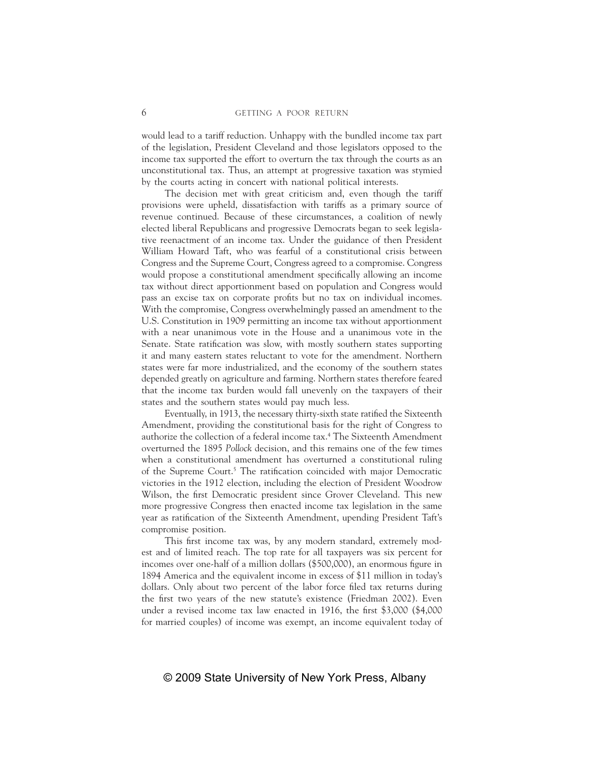would lead to a tariff reduction. Unhappy with the bundled income tax part of the legislation, President Cleveland and those legislators opposed to the income tax supported the effort to overturn the tax through the courts as an unconstitutional tax. Thus, an attempt at progressive taxation was stymied by the courts acting in concert with national political interests.

The decision met with great criticism and, even though the tariff provisions were upheld, dissatisfaction with tariffs as a primary source of revenue continued. Because of these circumstances, a coalition of newly elected liberal Republicans and progressive Democrats began to seek legislative reenactment of an income tax. Under the guidance of then President William Howard Taft, who was fearful of a constitutional crisis between Congress and the Supreme Court, Congress agreed to a compromise. Congress would propose a constitutional amendment specifically allowing an income tax without direct apportionment based on population and Congress would pass an excise tax on corporate profits but no tax on individual incomes. With the compromise, Congress overwhelmingly passed an amendment to the U.S. Constitution in 1909 permitting an income tax without apportionment with a near unanimous vote in the House and a unanimous vote in the Senate. State ratification was slow, with mostly southern states supporting it and many eastern states reluctant to vote for the amendment. Northern states were far more industrialized, and the economy of the southern states depended greatly on agriculture and farming. Northern states therefore feared that the income tax burden would fall unevenly on the taxpayers of their states and the southern states would pay much less.

Eventually, in 1913, the necessary thirty-sixth state ratified the Sixteenth Amendment, providing the constitutional basis for the right of Congress to authorize the collection of a federal income tax.[4] The Sixteenth Amendment overturned the 1895 *Pollock* decision, and this remains one of the few times when a constitutional amendment has overturned a constitutional ruling of the Supreme Court.[5] The ratification coincided with major Democratic victories in the 1912 election, including the election of President Woodrow Wilson, the first Democratic president since Grover Cleveland. This new more progressive Congress then enacted income tax legislation in the same year as ratification of the Sixteenth Amendment, upending President Taft's compromise position.

This first income tax was, by any modern standard, extremely modest and of limited reach. The top rate for all taxpayers was six percent for incomes over one-half of a million dollars ($500,000), an enormous figure in 1894 America and the equivalent income in excess of $11 million in today's dollars. Only about two percent of the labor force filed tax returns during the first two years of the new statute's existence (Friedman 2002). Even under a revised income tax law enacted in 1916, the first $3,000 ($4,000 for married couples) of income was exempt, an income equivalent today of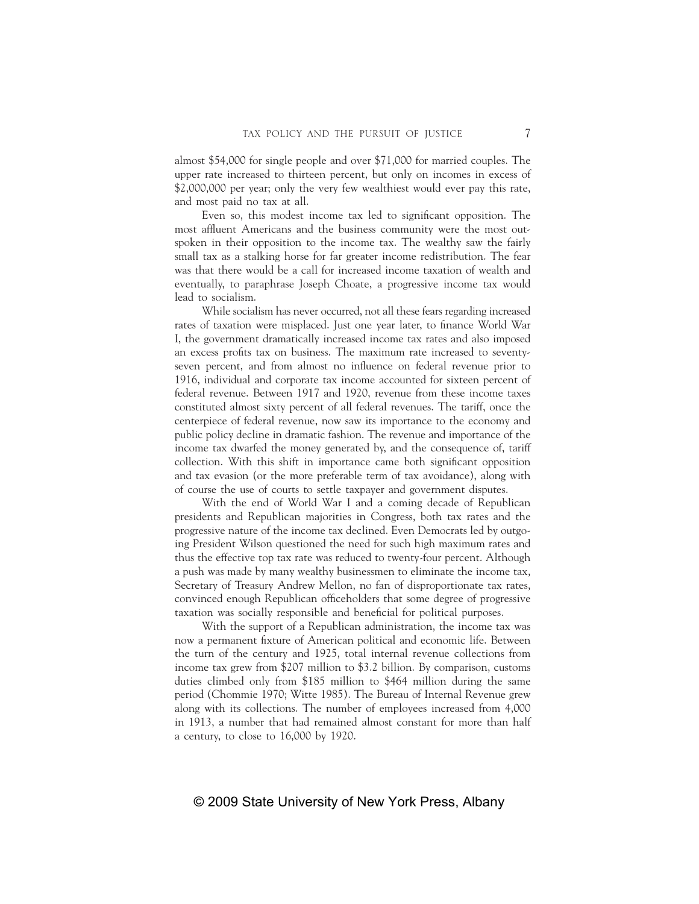almost $54,000 for single people and over $71,000 for married couples. The upper rate increased to thirteen percent, but only on incomes in excess of $2,000,000 per year; only the very few wealthiest would ever pay this rate, and most paid no tax at all.

Even so, this modest income tax led to significant opposition. The most affluent Americans and the business community were the most outspoken in their opposition to the income tax. The wealthy saw the fairly small tax as a stalking horse for far greater income redistribution. The fear was that there would be a call for increased income taxation of wealth and eventually, to paraphrase Joseph Choate, a progressive income tax would lead to socialism.

While socialism has never occurred, not all these fears regarding increased rates of taxation were misplaced. Just one year later, to finance World War I, the government dramatically increased income tax rates and also imposed an excess profits tax on business. The maximum rate increased to seventy-seven percent, and from almost no influence on federal revenue prior to 1916, individual and corporate tax income accounted for sixteen percent of federal revenue. Between 1917 and 1920, revenue from these income taxes constituted almost sixty percent of all federal revenues. The tariff, once the centerpiece of federal revenue, now saw its importance to the economy and public policy decline in dramatic fashion. The revenue and importance of the income tax dwarfed the money generated by, and the consequence of, tariff collection. With this shift in importance came both significant opposition and tax evasion (or the more preferable term of tax avoidance), along with of course the use of courts to settle taxpayer and government disputes.

With the end of World War I and a coming decade of Republican presidents and Republican majorities in Congress, both tax rates and the progressive nature of the income tax declined. Even Democrats led by outgoing President Wilson questioned the need for such high maximum rates and thus the effective top tax rate was reduced to twenty-four percent. Although a push was made by many wealthy businessmen to eliminate the income tax, Secretary of Treasury Andrew Mellon, no fan of disproportionate tax rates, convinced enough Republican officeholders that some degree of progressive taxation was socially responsible and beneficial for political purposes.

With the support of a Republican administration, the income tax was now a permanent fixture of American political and economic life. Between the turn of the century and 1925, total internal revenue collections from income tax grew from $207 million to $3.2 billion. By comparison, customs duties climbed only from $185 million to $464 million during the same period (Chommie 1970; Witte 1985). The Bureau of Internal Revenue grew along with its collections. The number of employees increased from 4,000 in 1913, a number that had remained almost constant for more than half a century, to close to 16,000 by 1920.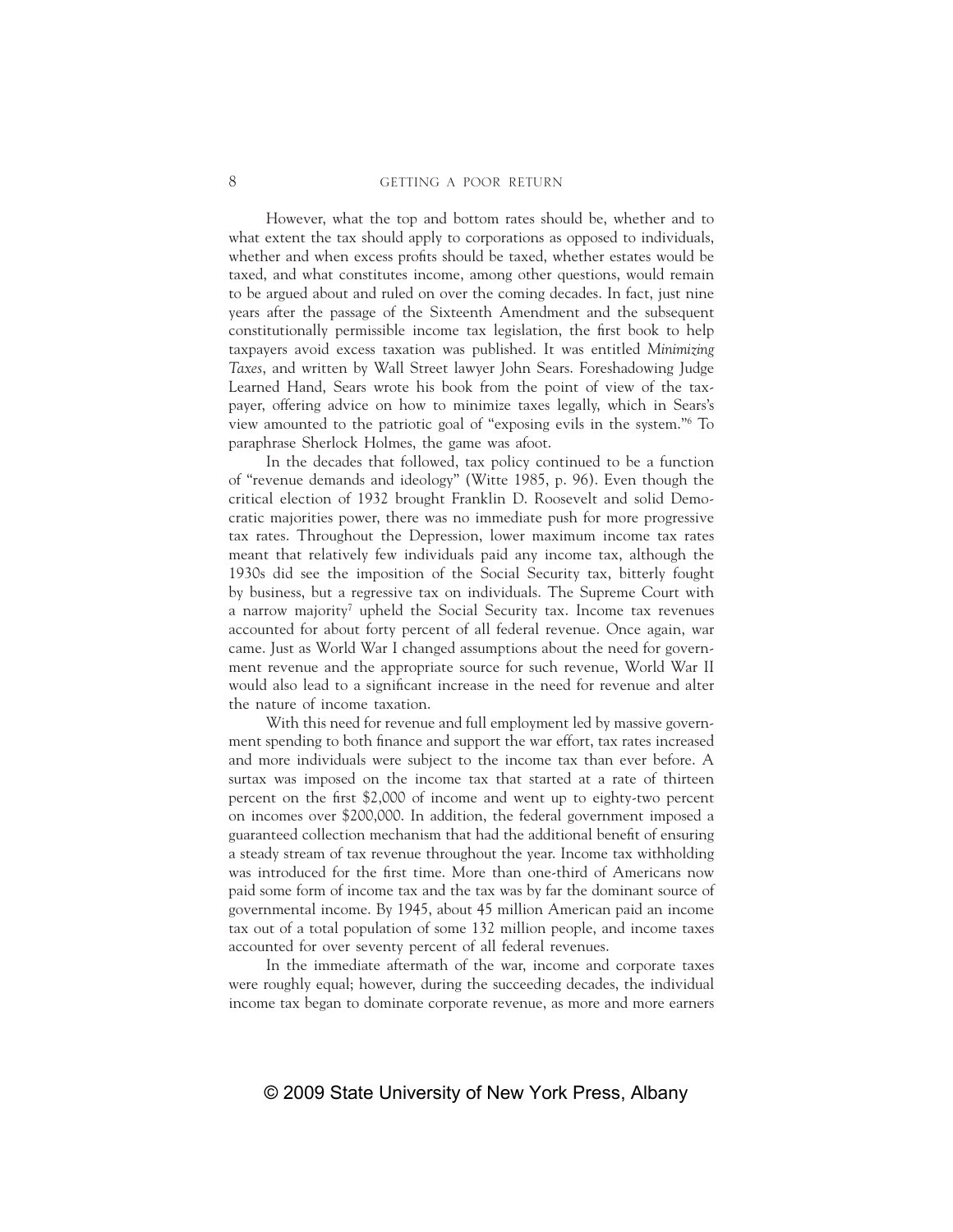However, what the top and bottom rates should be, whether and to what extent the tax should apply to corporations as opposed to individuals, whether and when excess profits should be taxed, whether estates would be taxed, and what constitutes income, among other questions, would remain to be argued about and ruled on over the coming decades. In fact, just nine years after the passage of the Sixteenth Amendment and the subsequent constitutionally permissible income tax legislation, the first book to help taxpayers avoid excess taxation was published. It was entitled *Minimizing Taxes*, and written by Wall Street lawyer John Sears. Foreshadowing Judge Learned Hand, Sears wrote his book from the point of view of the taxpayer, offering advice on how to minimize taxes legally, which in Sears's view amounted to the patriotic goal of "exposing evils in the system."[6] To paraphrase Sherlock Holmes, the game was afoot.

In the decades that followed, tax policy continued to be a function of "revenue demands and ideology" (Witte 1985, p. 96). Even though the critical election of 1932 brought Franklin D. Roosevelt and solid Democratic majorities power, there was no immediate push for more progressive tax rates. Throughout the Depression, lower maximum income tax rates meant that relatively few individuals paid any income tax, although the 1930s did see the imposition of the Social Security tax, bitterly fought by business, but a regressive tax on individuals. The Supreme Court with a narrow majority[7] upheld the Social Security tax. Income tax revenues accounted for about forty percent of all federal revenue. Once again, war came. Just as World War I changed assumptions about the need for government revenue and the appropriate source for such revenue, World War II would also lead to a significant increase in the need for revenue and alter the nature of income taxation.

With this need for revenue and full employment led by massive government spending to both finance and support the war effort, tax rates increased and more individuals were subject to the income tax than ever before. A surtax was imposed on the income tax that started at a rate of thirteen percent on the first $2,000 of income and went up to eighty-two percent on incomes over $200,000. In addition, the federal government imposed a guaranteed collection mechanism that had the additional benefit of ensuring a steady stream of tax revenue throughout the year. Income tax withholding was introduced for the first time. More than one-third of Americans now paid some form of income tax and the tax was by far the dominant source of governmental income. By 1945, about 45 million American paid an income tax out of a total population of some 132 million people, and income taxes accounted for over seventy percent of all federal revenues.

In the immediate aftermath of the war, income and corporate taxes were roughly equal; however, during the succeeding decades, the individual income tax began to dominate corporate revenue, as more and more earners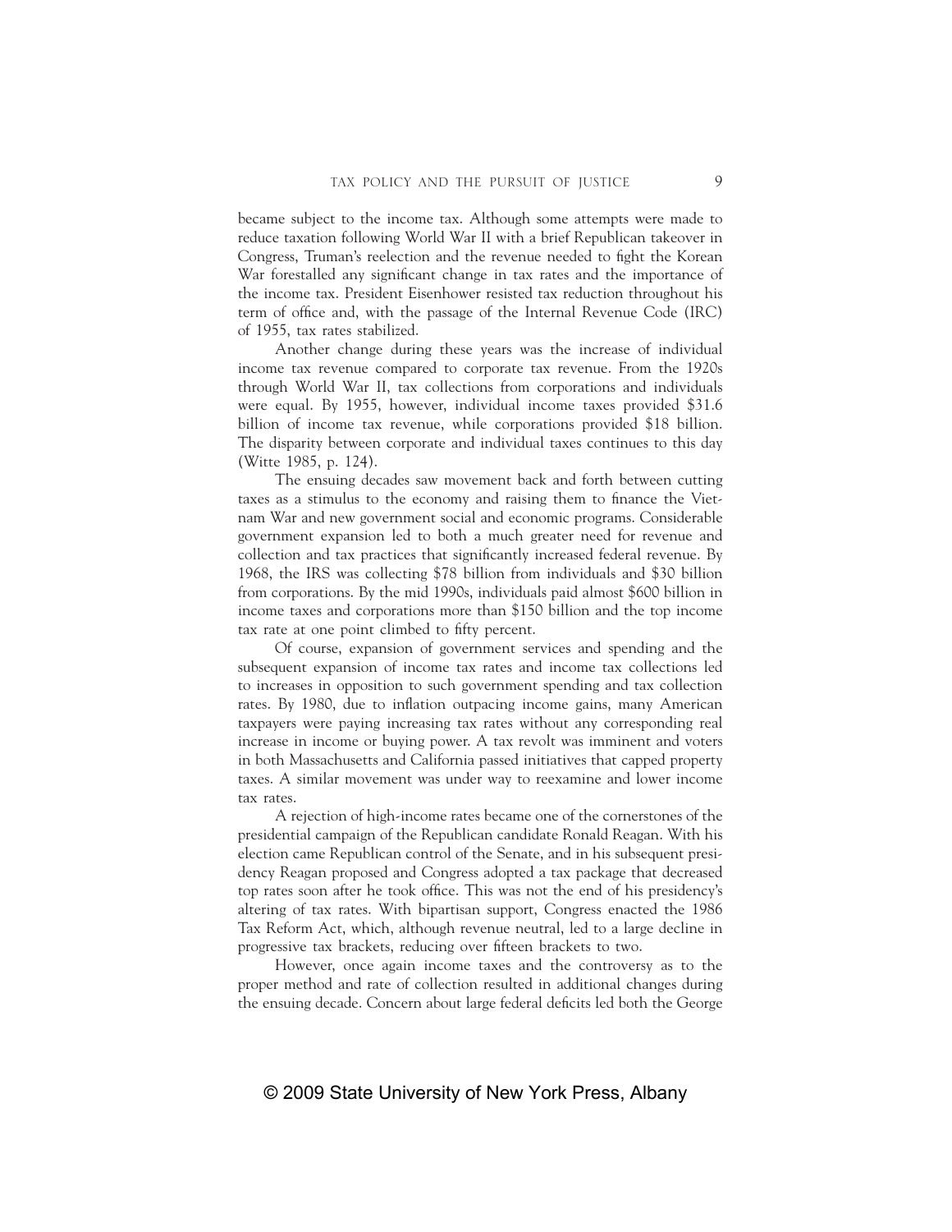became subject to the income tax. Although some attempts were made to reduce taxation following World War II with a brief Republican takeover in Congress, Truman's reelection and the revenue needed to fight the Korean War forestalled any significant change in tax rates and the importance of the income tax. President Eisenhower resisted tax reduction throughout his term of office and, with the passage of the Internal Revenue Code (IRC) of 1955, tax rates stabilized.

Another change during these years was the increase of individual income tax revenue compared to corporate tax revenue. From the 1920s through World War II, tax collections from corporations and individuals were equal. By 1955, however, individual income taxes provided $31.6 billion of income tax revenue, while corporations provided $18 billion. The disparity between corporate and individual taxes continues to this day (Witte 1985, p. 124).

The ensuing decades saw movement back and forth between cutting taxes as a stimulus to the economy and raising them to finance the Vietnam War and new government social and economic programs. Considerable government expansion led to both a much greater need for revenue and collection and tax practices that significantly increased federal revenue. By 1968, the IRS was collecting $78 billion from individuals and $30 billion from corporations. By the mid 1990s, individuals paid almost $600 billion in income taxes and corporations more than $150 billion and the top income tax rate at one point climbed to fifty percent.

Of course, expansion of government services and spending and the subsequent expansion of income tax rates and income tax collections led to increases in opposition to such government spending and tax collection rates. By 1980, due to inflation outpacing income gains, many American taxpayers were paying increasing tax rates without any corresponding real increase in income or buying power. A tax revolt was imminent and voters in both Massachusetts and California passed initiatives that capped property taxes. A similar movement was under way to reexamine and lower income tax rates.

A rejection of high-income rates became one of the cornerstones of the presidential campaign of the Republican candidate Ronald Reagan. With his election came Republican control of the Senate, and in his subsequent presidency Reagan proposed and Congress adopted a tax package that decreased top rates soon after he took office. This was not the end of his presidency's altering of tax rates. With bipartisan support, Congress enacted the 1986 Tax Reform Act, which, although revenue neutral, led to a large decline in progressive tax brackets, reducing over fifteen brackets to two.

However, once again income taxes and the controversy as to the proper method and rate of collection resulted in additional changes during the ensuing decade. Concern about large federal deficits led both the George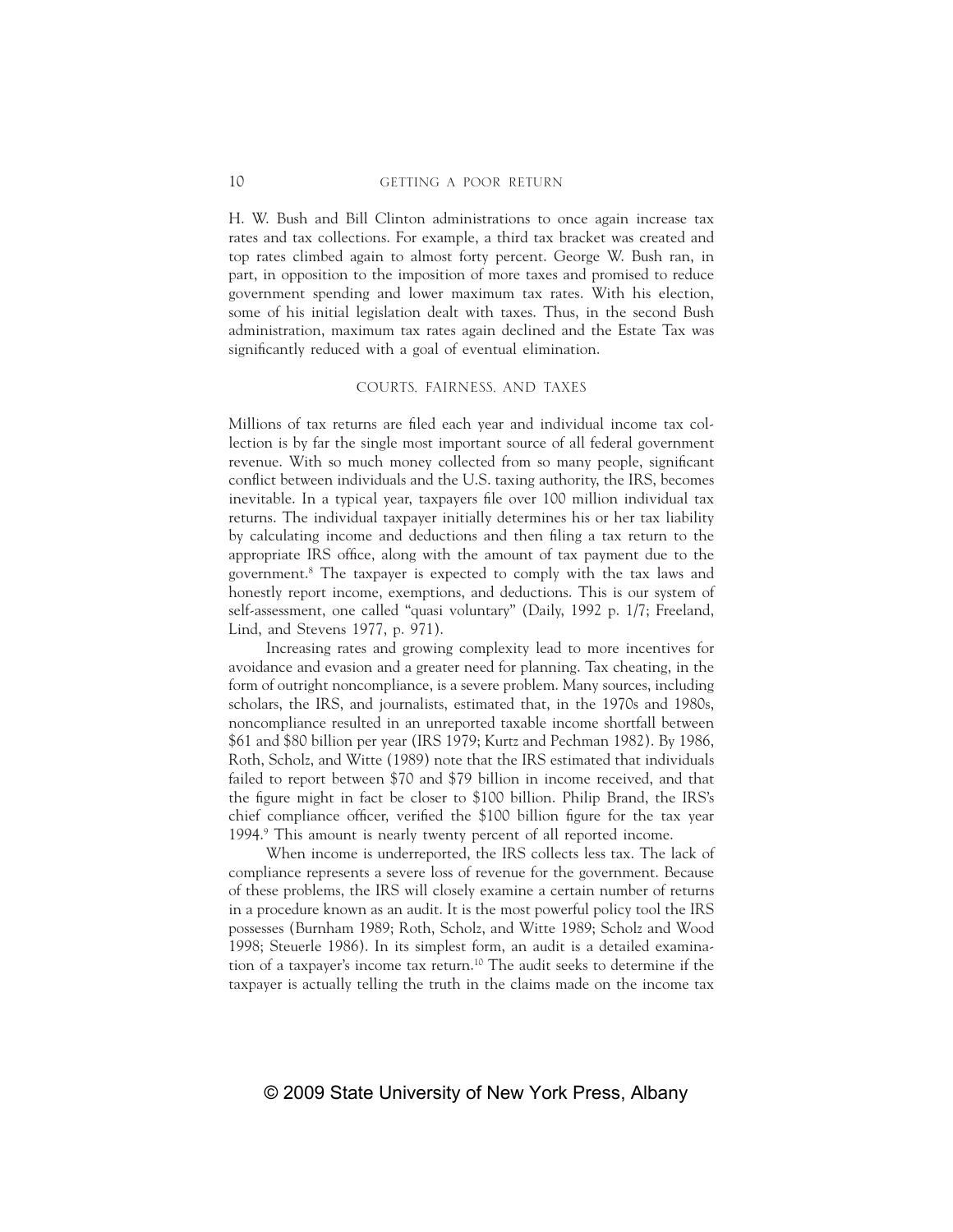H. W. Bush and Bill Clinton administrations to once again increase tax rates and tax collections. For example, a third tax bracket was created and top rates climbed again to almost forty percent. George W. Bush ran, in part, in opposition to the imposition of more taxes and promised to reduce government spending and lower maximum tax rates. With his election, some of his initial legislation dealt with taxes. Thus, in the second Bush administration, maximum tax rates again declined and the Estate Tax was significantly reduced with a goal of eventual elimination.

## COURTS, FAIRNESS, AND TAXES

Millions of tax returns are filed each year and individual income tax collection is by far the single most important source of all federal government revenue. With so much money collected from so many people, significant conflict between individuals and the U.S. taxing authority, the IRS, becomes inevitable. In a typical year, taxpayers file over 100 million individual tax returns. The individual taxpayer initially determines his or her tax liability by calculating income and deductions and then filing a tax return to the appropriate IRS office, along with the amount of tax payment due to the government.[8] The taxpayer is expected to comply with the tax laws and honestly report income, exemptions, and deductions. This is our system of self-assessment, one called "quasi voluntary" (Daily, 1992 p. 1/7; Freeland, Lind, and Stevens 1977, p. 971).

Increasing rates and growing complexity lead to more incentives for avoidance and evasion and a greater need for planning. Tax cheating, in the form of outright noncompliance, is a severe problem. Many sources, including scholars, the IRS, and journalists, estimated that, in the 1970s and 1980s, noncompliance resulted in an unreported taxable income shortfall between $61 and $80 billion per year (IRS 1979; Kurtz and Pechman 1982). By 1986, Roth, Scholz, and Witte (1989) note that the IRS estimated that individuals failed to report between $70 and $79 billion in income received, and that the figure might in fact be closer to $100 billion. Philip Brand, the IRS's chief compliance officer, verified the $100 billion figure for the tax year 1994.[9] This amount is nearly twenty percent of all reported income.

When income is underreported, the IRS collects less tax. The lack of compliance represents a severe loss of revenue for the government. Because of these problems, the IRS will closely examine a certain number of returns in a procedure known as an audit. It is the most powerful policy tool the IRS possesses (Burnham 1989; Roth, Scholz, and Witte 1989; Scholz and Wood 1998; Steuerle 1986). In its simplest form, an audit is a detailed examination of a taxpayer's income tax return.[10] The audit seeks to determine if the taxpayer is actually telling the truth in the claims made on the income tax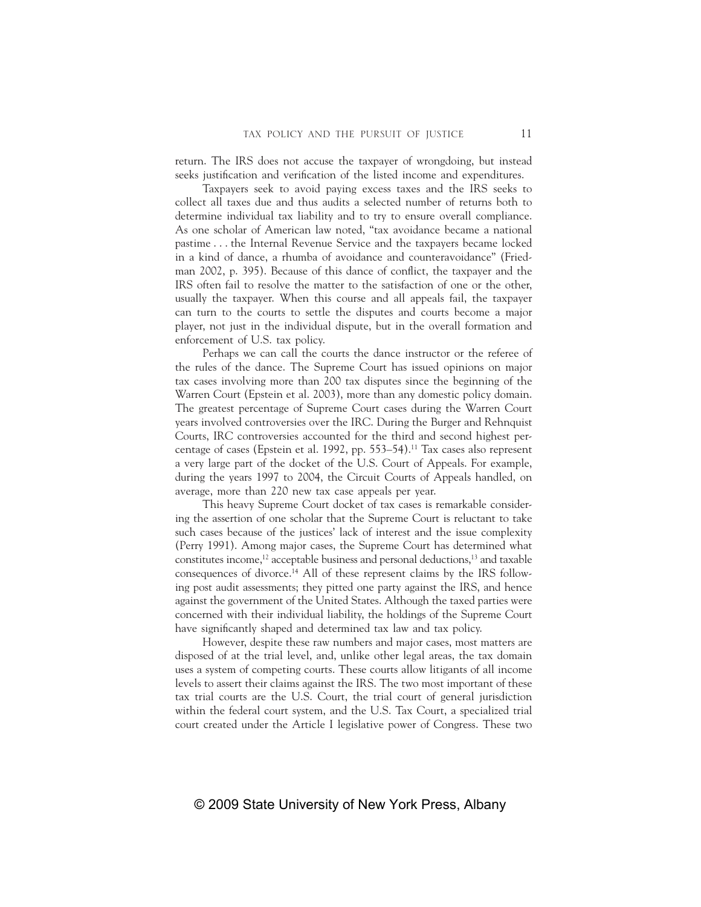return. The IRS does not accuse the taxpayer of wrongdoing, but instead seeks justification and verification of the listed income and expenditures.

Taxpayers seek to avoid paying excess taxes and the IRS seeks to collect all taxes due and thus audits a selected number of returns both to determine individual tax liability and to try to ensure overall compliance. As one scholar of American law noted, "tax avoidance became a national pastime . . . the Internal Revenue Service and the taxpayers became locked in a kind of dance, a rhumba of avoidance and counteravoidance" (Friedman 2002, p. 395). Because of this dance of conflict, the taxpayer and the IRS often fail to resolve the matter to the satisfaction of one or the other, usually the taxpayer. When this course and all appeals fail, the taxpayer can turn to the courts to settle the disputes and courts become a major player, not just in the individual dispute, but in the overall formation and enforcement of U.S. tax policy.

Perhaps we can call the courts the dance instructor or the referee of the rules of the dance. The Supreme Court has issued opinions on major tax cases involving more than 200 tax disputes since the beginning of the Warren Court (Epstein et al. 2003), more than any domestic policy domain. The greatest percentage of Supreme Court cases during the Warren Court years involved controversies over the IRC. During the Burger and Rehnquist Courts, IRC controversies accounted for the third and second highest percentage of cases (Epstein et al. 1992, pp. 553–54).[11] Tax cases also represent a very large part of the docket of the U.S. Court of Appeals. For example, during the years 1997 to 2004, the Circuit Courts of Appeals handled, on average, more than 220 new tax case appeals per year.

This heavy Supreme Court docket of tax cases is remarkable considering the assertion of one scholar that the Supreme Court is reluctant to take such cases because of the justices' lack of interest and the issue complexity (Perry 1991). Among major cases, the Supreme Court has determined what constitutes income,[12] acceptable business and personal deductions,[13] and taxable consequences of divorce.[14] All of these represent claims by the IRS following post audit assessments; they pitted one party against the IRS, and hence against the government of the United States. Although the taxed parties were concerned with their individual liability, the holdings of the Supreme Court have significantly shaped and determined tax law and tax policy.

However, despite these raw numbers and major cases, most matters are disposed of at the trial level, and, unlike other legal areas, the tax domain uses a system of competing courts. These courts allow litigants of all income levels to assert their claims against the IRS. The two most important of these tax trial courts are the U.S. Court, the trial court of general jurisdiction within the federal court system, and the U.S. Tax Court, a specialized trial court created under the Article I legislative power of Congress. These two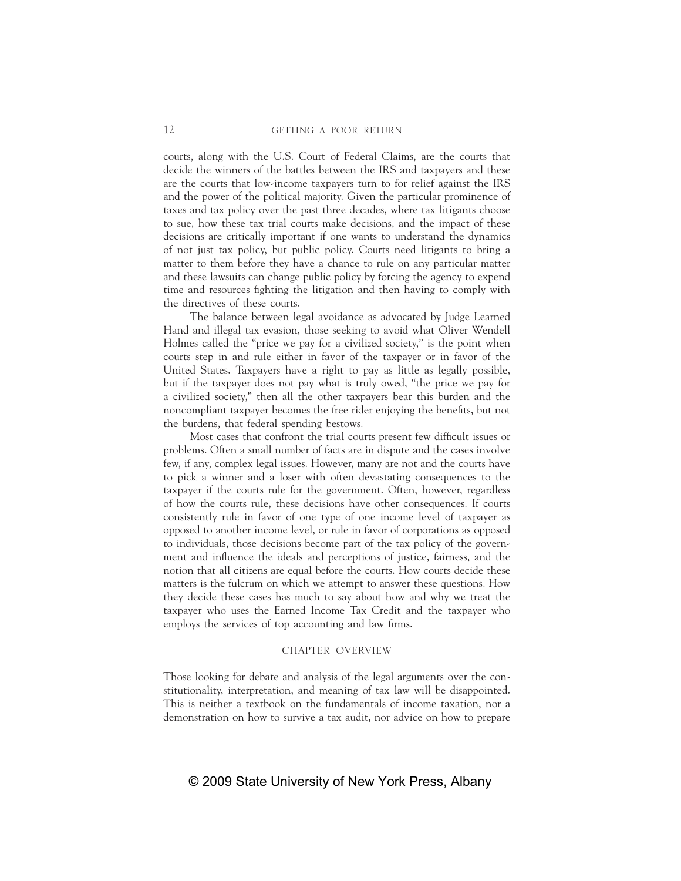courts, along with the U.S. Court of Federal Claims, are the courts that decide the winners of the battles between the IRS and taxpayers and these are the courts that low-income taxpayers turn to for relief against the IRS and the power of the political majority. Given the particular prominence of taxes and tax policy over the past three decades, where tax litigants choose to sue, how these tax trial courts make decisions, and the impact of these decisions are critically important if one wants to understand the dynamics of not just tax policy, but public policy. Courts need litigants to bring a matter to them before they have a chance to rule on any particular matter and these lawsuits can change public policy by forcing the agency to expend time and resources fighting the litigation and then having to comply with the directives of these courts.

The balance between legal avoidance as advocated by Judge Learned Hand and illegal tax evasion, those seeking to avoid what Oliver Wendell Holmes called the "price we pay for a civilized society," is the point when courts step in and rule either in favor of the taxpayer or in favor of the United States. Taxpayers have a right to pay as little as legally possible, but if the taxpayer does not pay what is truly owed, "the price we pay for a civilized society," then all the other taxpayers bear this burden and the noncompliant taxpayer becomes the free rider enjoying the benefits, but not the burdens, that federal spending bestows.

Most cases that confront the trial courts present few difficult issues or problems. Often a small number of facts are in dispute and the cases involve few, if any, complex legal issues. However, many are not and the courts have to pick a winner and a loser with often devastating consequences to the taxpayer if the courts rule for the government. Often, however, regardless of how the courts rule, these decisions have other consequences. If courts consistently rule in favor of one type of one income level of taxpayer as opposed to another income level, or rule in favor of corporations as opposed to individuals, those decisions become part of the tax policy of the government and influence the ideals and perceptions of justice, fairness, and the notion that all citizens are equal before the courts. How courts decide these matters is the fulcrum on which we attempt to answer these questions. How they decide these cases has much to say about how and why we treat the taxpayer who uses the Earned Income Tax Credit and the taxpayer who employs the services of top accounting and law firms.

## CHAPTER OVERVIEW

Those looking for debate and analysis of the legal arguments over the constitutionality, interpretation, and meaning of tax law will be disappointed. This is neither a textbook on the fundamentals of income taxation, nor a demonstration on how to survive a tax audit, nor advice on how to prepare

© 2009 State University of New York Press, Albany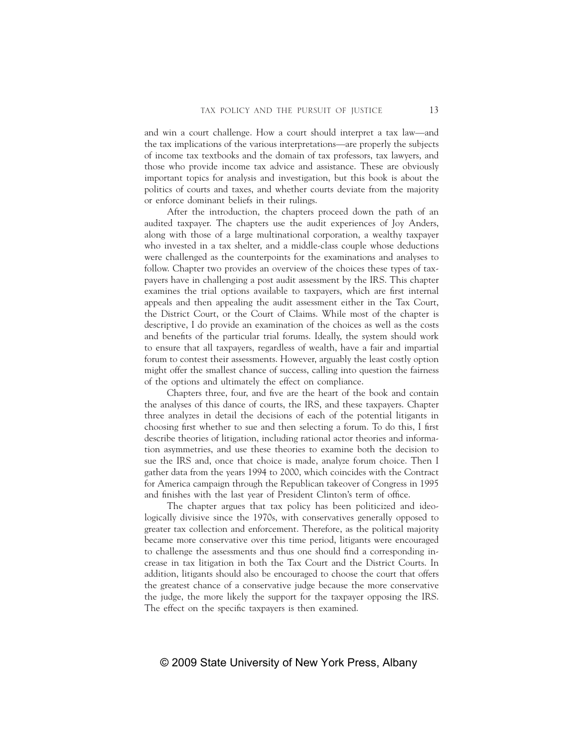and win a court challenge. How a court should interpret a tax law—and the tax implications of the various interpretations—are properly the subjects of income tax textbooks and the domain of tax professors, tax lawyers, and those who provide income tax advice and assistance. These are obviously important topics for analysis and investigation, but this book is about the politics of courts and taxes, and whether courts deviate from the majority or enforce dominant beliefs in their rulings.

After the introduction, the chapters proceed down the path of an audited taxpayer. The chapters use the audit experiences of Joy Anders, along with those of a large multinational corporation, a wealthy taxpayer who invested in a tax shelter, and a middle-class couple whose deductions were challenged as the counterpoints for the examinations and analyses to follow. Chapter two provides an overview of the choices these types of taxpayers have in challenging a post audit assessment by the IRS. This chapter examines the trial options available to taxpayers, which are first internal appeals and then appealing the audit assessment either in the Tax Court, the District Court, or the Court of Claims. While most of the chapter is descriptive, I do provide an examination of the choices as well as the costs and benefits of the particular trial forums. Ideally, the system should work to ensure that all taxpayers, regardless of wealth, have a fair and impartial forum to contest their assessments. However, arguably the least costly option might offer the smallest chance of success, calling into question the fairness of the options and ultimately the effect on compliance.

Chapters three, four, and five are the heart of the book and contain the analyses of this dance of courts, the IRS, and these taxpayers. Chapter three analyzes in detail the decisions of each of the potential litigants in choosing first whether to sue and then selecting a forum. To do this, I first describe theories of litigation, including rational actor theories and information asymmetries, and use these theories to examine both the decision to sue the IRS and, once that choice is made, analyze forum choice. Then I gather data from the years 1994 to 2000, which coincides with the Contract for America campaign through the Republican takeover of Congress in 1995 and finishes with the last year of President Clinton's term of office.

The chapter argues that tax policy has been politicized and ideologically divisive since the 1970s, with conservatives generally opposed to greater tax collection and enforcement. Therefore, as the political majority became more conservative over this time period, litigants were encouraged to challenge the assessments and thus one should find a corresponding increase in tax litigation in both the Tax Court and the District Courts. In addition, litigants should also be encouraged to choose the court that offers the greatest chance of a conservative judge because the more conservative the judge, the more likely the support for the taxpayer opposing the IRS. The effect on the specific taxpayers is then examined.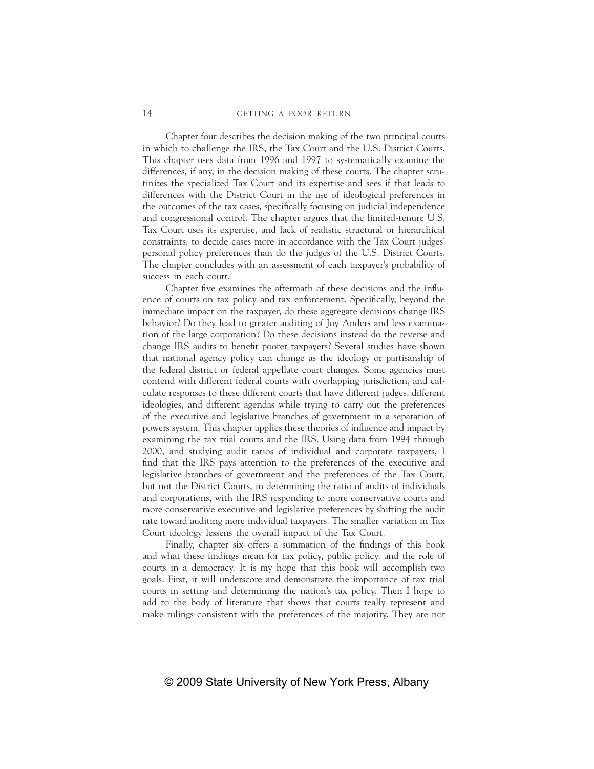Chapter four describes the decision making of the two principal courts in which to challenge the IRS, the Tax Court and the U.S. District Courts. This chapter uses data from 1996 and 1997 to systematically examine the differences, if any, in the decision making of these courts. The chapter scrutinizes the specialized Tax Court and its expertise and sees if that leads to differences with the District Court in the use of ideological preferences in the outcomes of the tax cases, specifically focusing on judicial independence and congressional control. The chapter argues that the limited-tenure U.S. Tax Court uses its expertise, and lack of realistic structural or hierarchical constraints, to decide cases more in accordance with the Tax Court judges' personal policy preferences than do the judges of the U.S. District Courts. The chapter concludes with an assessment of each taxpayer's probability of success in each court.

Chapter five examines the aftermath of these decisions and the influence of courts on tax policy and tax enforcement. Specifically, beyond the immediate impact on the taxpayer, do these aggregate decisions change IRS behavior? Do they lead to greater auditing of Joy Anders and less examination of the large corporation? Do these decisions instead do the reverse and change IRS audits to benefit poorer taxpayers? Several studies have shown that national agency policy can change as the ideology or partisanship of the federal district or federal appellate court changes. Some agencies must contend with different federal courts with overlapping jurisdiction, and calculate responses to these different courts that have different judges, different ideologies, and different agendas while trying to carry out the preferences of the executive and legislative branches of government in a separation of powers system. This chapter applies these theories of influence and impact by examining the tax trial courts and the IRS. Using data from 1994 through 2000, and studying audit ratios of individual and corporate taxpayers, I find that the IRS pays attention to the preferences of the executive and legislative branches of government and the preferences of the Tax Court, but not the District Courts, in determining the ratio of audits of individuals and corporations, with the IRS responding to more conservative courts and more conservative executive and legislative preferences by shifting the audit rate toward auditing more individual taxpayers. The smaller variation in Tax Court ideology lessens the overall impact of the Tax Court.

Finally, chapter six offers a summation of the findings of this book and what these findings mean for tax policy, public policy, and the role of courts in a democracy. It is my hope that this book will accomplish two goals. First, it will underscore and demonstrate the importance of tax trial courts in setting and determining the nation's tax policy. Then I hope to add to the body of literature that shows that courts really represent and make rulings consistent with the preferences of the majority. They are not

© 2009 State University of New York Press, Albany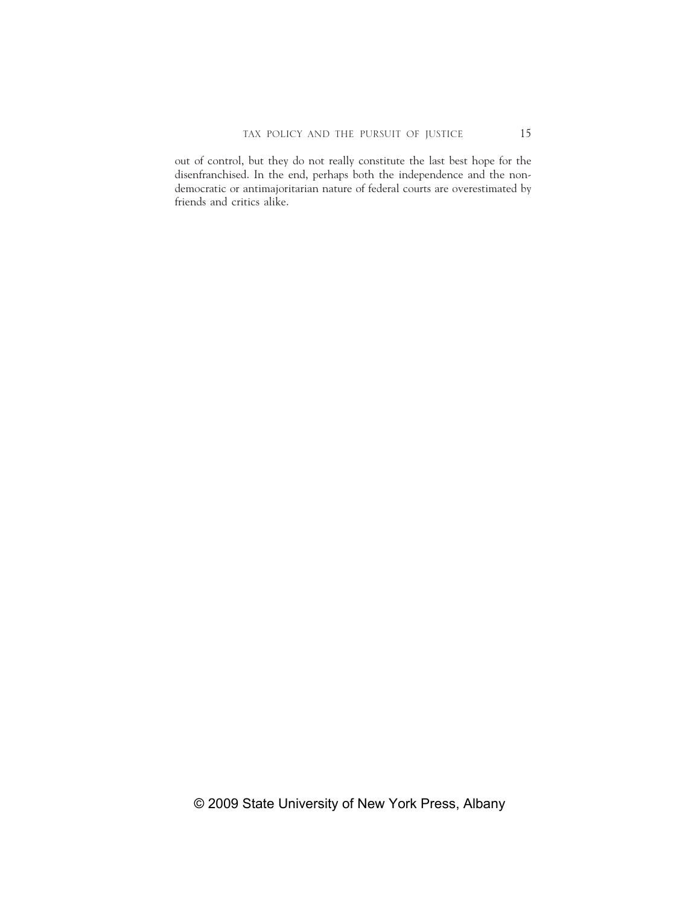out of control, but they do not really constitute the last best hope for the disenfranchised. In the end, perhaps both the independence and the non-democratic or antimajoritarian nature of federal courts are overestimated by friends and critics alike.

© 2009 State University of New York Press, Albany